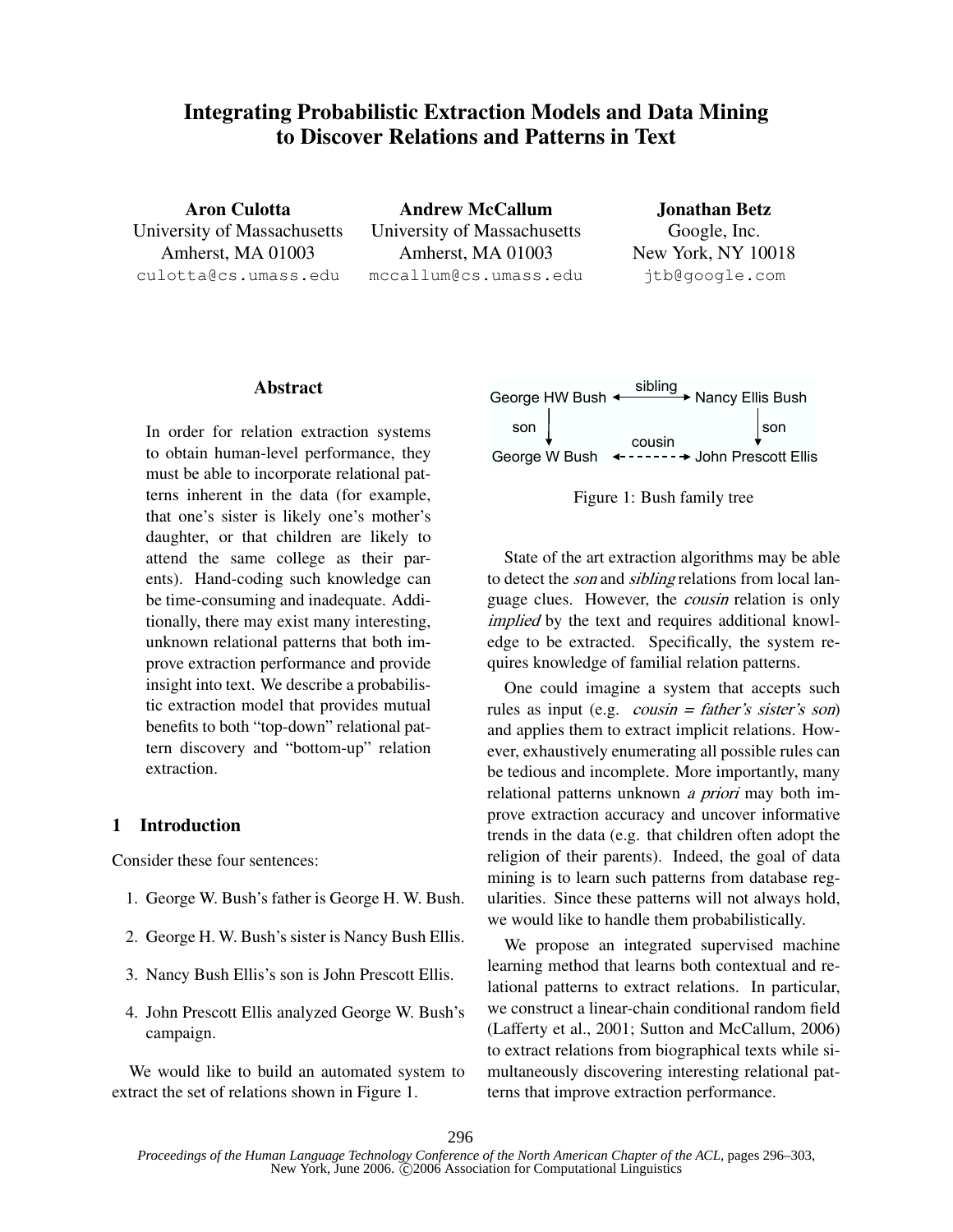# Integrating Probabilistic Extraction Models and Data Mining to Discover Relations and Patterns in Text

**Aron Culotta**
University of Massachusetts
Amherst, MA 01003
culotta@cs.umass.edu

**Andrew McCallum**
University of Massachusetts
Amherst, MA 01003
mccallum@cs.umass.edu

**Jonathan Betz**
Google, Inc.
New York, NY 10018
jtb@google.com

## Abstract

In order for relation extraction systems to obtain human-level performance, they must be able to incorporate relational patterns inherent in the data (for example, that one's sister is likely one's mother's daughter, or that children are likely to attend the same college as their parents). Hand-coding such knowledge can be time-consuming and inadequate. Additionally, there may exist many interesting, unknown relational patterns that both improve extraction performance and provide insight into text. We describe a probabilistic extraction model that provides mutual benefits to both "top-down" relational pattern discovery and "bottom-up" relation extraction.

## 1 Introduction

Consider these four sentences:

1. George W. Bush's father is George H. W. Bush.
2. George H. W. Bush's sister is Nancy Bush Ellis.
3. Nancy Bush Ellis's son is John Prescott Ellis.
4. John Prescott Ellis analyzed George W. Bush's campaign.

We would like to build an automated system to extract the set of relations shown in Figure 1.

George HW Bush
sibling
Nancy Ellis Bush
son
son
cousin
George W Bush
John Prescott Ellis

Figure 1: Bush family tree

State of the art extraction algorithms may be able to detect the *son* and *sibling* relations from local language clues. However, the *cousin* relation is only *implied* by the text and requires additional knowledge to be extracted. Specifically, the system requires knowledge of familial relation patterns.

One could imagine a system that accepts such rules as input (e.g. *cousin = father's sister's son*) and applies them to extract implicit relations. However, exhaustively enumerating all possible rules can be tedious and incomplete. More importantly, many relational patterns unknown *a priori* may both improve extraction accuracy and uncover informative trends in the data (e.g. that children often adopt the religion of their parents). Indeed, the goal of data mining is to learn such patterns from database regularities. Since these patterns will not always hold, we would like to handle them probabilistically.

We propose an integrated supervised machine learning method that learns both contextual and relational patterns to extract relations. In particular, we construct a linear-chain conditional random field (Lafferty et al., 2001; Sutton and McCallum, 2006) to extract relations from biographical texts while simultaneously discovering interesting relational patterns that improve extraction performance.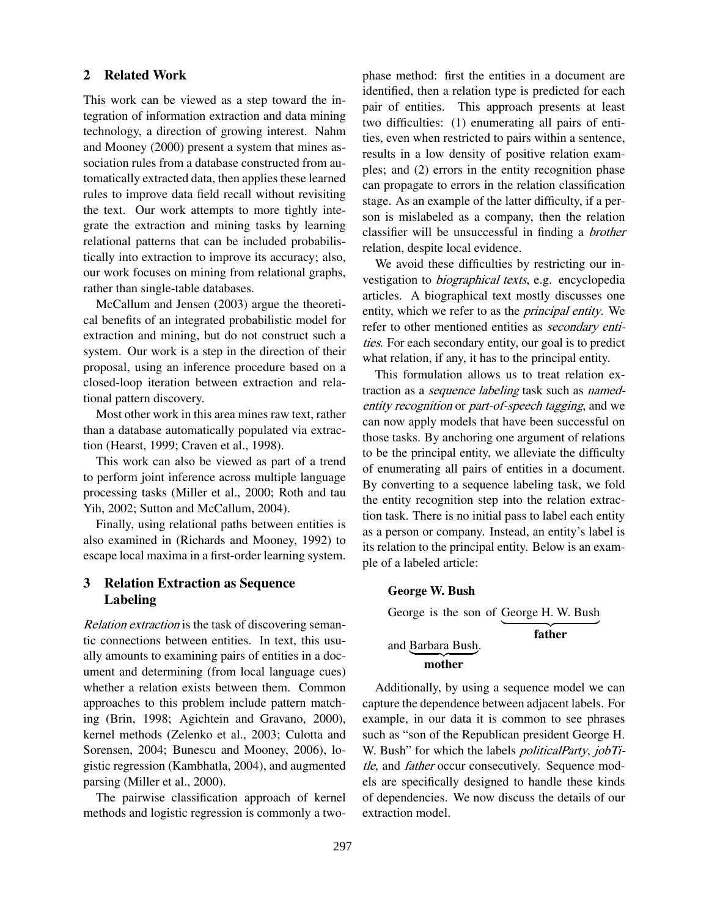## 2 Related Work

This work can be viewed as a step toward the integration of information extraction and data mining technology, a direction of growing interest. Nahm and Mooney (2000) present a system that mines association rules from a database constructed from automatically extracted data, then applies these learned rules to improve data field recall without revisiting the text. Our work attempts to more tightly integrate the extraction and mining tasks by learning relational patterns that can be included probabilistically into extraction to improve its accuracy; also, our work focuses on mining from relational graphs, rather than single-table databases.

McCallum and Jensen (2003) argue the theoretical benefits of an integrated probabilistic model for extraction and mining, but do not construct such a system. Our work is a step in the direction of their proposal, using an inference procedure based on a closed-loop iteration between extraction and relational pattern discovery.

Most other work in this area mines raw text, rather than a database automatically populated via extraction (Hearst, 1999; Craven et al., 1998).

This work can also be viewed as part of a trend to perform joint inference across multiple language processing tasks (Miller et al., 2000; Roth and tau Yih, 2002; Sutton and McCallum, 2004).

Finally, using relational paths between entities is also examined in (Richards and Mooney, 1992) to escape local maxima in a first-order learning system.

## 3 Relation Extraction as Sequence Labeling

*Relation extraction* is the task of discovering semantic connections between entities. In text, this usually amounts to examining pairs of entities in a document and determining (from local language cues) whether a relation exists between them. Common approaches to this problem include pattern matching (Brin, 1998; Agichtein and Gravano, 2000), kernel methods (Zelenko et al., 2003; Culotta and Sorensen, 2004; Bunescu and Mooney, 2006), logistic regression (Kambhatla, 2004), and augmented parsing (Miller et al., 2000).

The pairwise classification approach of kernel methods and logistic regression is commonly a two-phase method: first the entities in a document are identified, then a relation type is predicted for each pair of entities. This approach presents at least two difficulties: (1) enumerating all pairs of entities, even when restricted to pairs within a sentence, results in a low density of positive relation examples; and (2) errors in the entity recognition phase can propagate to errors in the relation classification stage. As an example of the latter difficulty, if a person is mislabeled as a company, then the relation classifier will be unsuccessful in finding a *brother* relation, despite local evidence.

We avoid these difficulties by restricting our investigation to *biographical texts*, e.g. encyclopedia articles. A biographical text mostly discusses one entity, which we refer to as the *principal entity*. We refer to other mentioned entities as *secondary entities*. For each secondary entity, our goal is to predict what relation, if any, it has to the principal entity.

This formulation allows us to treat relation extraction as a *sequence labeling* task such as *named-entity recognition* or *part-of-speech tagging*, and we can now apply models that have been successful on those tasks. By anchoring one argument of relations to be the principal entity, we alleviate the difficulty of enumerating all pairs of entities in a document. By converting to a sequence labeling task, we fold the entity recognition step into the relation extraction task. There is no initial pass to label each entity as a person or company. Instead, an entity's label is its relation to the principal entity. Below is an example of a labeled article:

**George W. Bush**

George is the son of $\underbrace{\text{George H. W. Bush}}_{\textbf{father}}$ and $\underbrace{\text{Barbara Bush}}_{\textbf{mother}}$.

Additionally, by using a sequence model we can capture the dependence between adjacent labels. For example, in our data it is common to see phrases such as "son of the Republican president George H. W. Bush" for which the labels *politicalParty*, *jobTitle*, and *father* occur consecutively. Sequence models are specifically designed to handle these kinds of dependencies. We now discuss the details of our extraction model.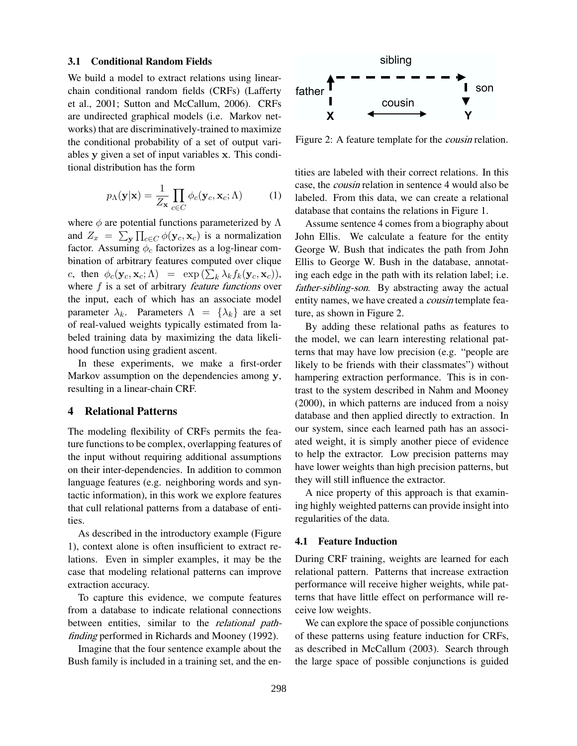### 3.1 Conditional Random Fields

We build a model to extract relations using linear-chain conditional random fields (CRFs) (Lafferty et al., 2001; Sutton and McCallum, 2006). CRFs are undirected graphical models (i.e. Markov networks) that are discriminatively-trained to maximize the conditional probability of a set of output variables $\mathbf{y}$ given a set of input variables $\mathbf{x}$. This conditional distribution has the form

$$p_\Lambda(\mathbf{y}|\mathbf{x}) = \frac{1}{Z_\mathbf{x}} \prod_{c \in C} \phi_c(\mathbf{y}_c, \mathbf{x}_c; \Lambda) \qquad (1)$$

where $\phi$ are potential functions parameterized by $\Lambda$ and $Z_x = \sum_\mathbf{y} \prod_{c \in C} \phi(\mathbf{y}_c, \mathbf{x}_c)$ is a normalization factor. Assuming $\phi_c$ factorizes as a log-linear combination of arbitrary features computed over clique $c$, then $\phi_c(\mathbf{y}_c, \mathbf{x}_c; \Lambda) = \exp\left(\sum_k \lambda_k f_k(\mathbf{y}_c, \mathbf{x}_c)\right)$, where $f$ is a set of arbitrary *feature functions* over the input, each of which has an associate model parameter $\lambda_k$. Parameters $\Lambda = \{\lambda_k\}$ are a set of real-valued weights typically estimated from labeled training data by maximizing the data likelihood function using gradient ascent.

In these experiments, we make a first-order Markov assumption on the dependencies among $\mathbf{y}$, resulting in a linear-chain CRF.

## 4 Relational Patterns

The modeling flexibility of CRFs permits the feature functions to be complex, overlapping features of the input without requiring additional assumptions on their inter-dependencies. In addition to common language features (e.g. neighboring words and syntactic information), in this work we explore features that cull relational patterns from a database of entities.

As described in the introductory example (Figure 1), context alone is often insufficient to extract relations. Even in simpler examples, it may be the case that modeling relational patterns can improve extraction accuracy.

To capture this evidence, we compute features from a database to indicate relational connections between entities, similar to the *relational pathfinding* performed in Richards and Mooney (1992).

Imagine that the four sentence example about the Bush family is included in a training set, and the entities are labeled with their correct relations. In this case, the *cousin* relation in sentence 4 would also be labeled. From this data, we can create a relational database that contains the relations in Figure 1.

sibling
father
son
cousin
X
Y

Figure 2: A feature template for the *cousin* relation.

Assume sentence 4 comes from a biography about John Ellis. We calculate a feature for the entity George W. Bush that indicates the path from John Ellis to George W. Bush in the database, annotating each edge in the path with its relation label; i.e. *father-sibling-son*. By abstracting away the actual entity names, we have created a *cousin* template feature, as shown in Figure 2.

By adding these relational paths as features to the model, we can learn interesting relational patterns that may have low precision (e.g. "people are likely to be friends with their classmates") without hampering extraction performance. This is in contrast to the system described in Nahm and Mooney (2000), in which patterns are induced from a noisy database and then applied directly to extraction. In our system, since each learned path has an associated weight, it is simply another piece of evidence to help the extractor. Low precision patterns may have lower weights than high precision patterns, but they will still influence the extractor.

A nice property of this approach is that examining highly weighted patterns can provide insight into regularities of the data.

### 4.1 Feature Induction

During CRF training, weights are learned for each relational pattern. Patterns that increase extraction performance will receive higher weights, while patterns that have little effect on performance will receive low weights.

We can explore the space of possible conjunctions of these patterns using feature induction for CRFs, as described in McCallum (2003). Search through the large space of possible conjunctions is guided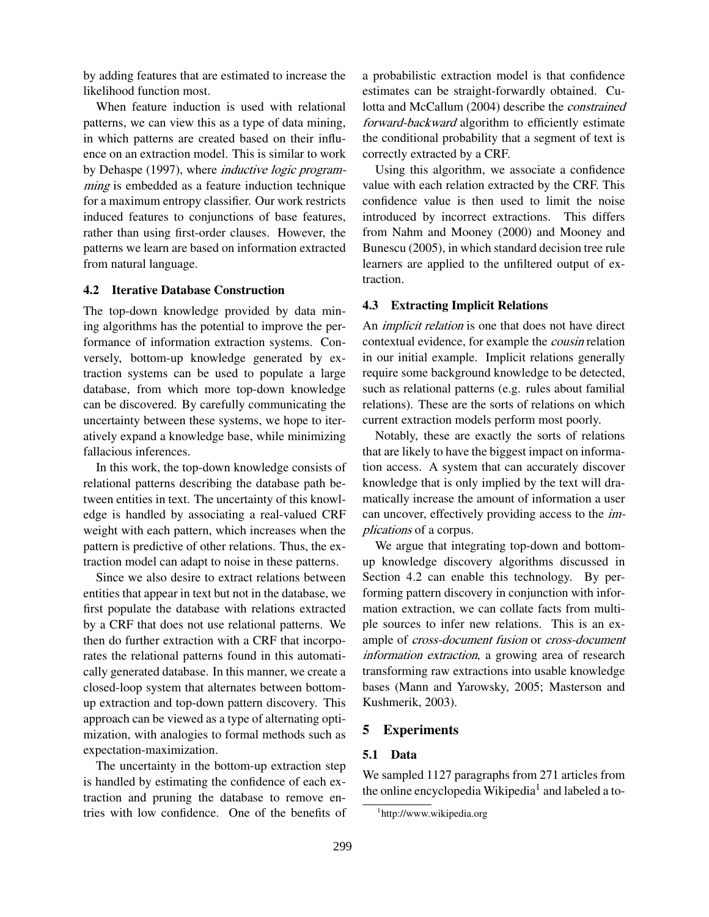by adding features that are estimated to increase the likelihood function most.

When feature induction is used with relational patterns, we can view this as a type of data mining, in which patterns are created based on their influence on an extraction model. This is similar to work by Dehaspe (1997), where *inductive logic programming* is embedded as a feature induction technique for a maximum entropy classifier. Our work restricts induced features to conjunctions of base features, rather than using first-order clauses. However, the patterns we learn are based on information extracted from natural language.

### 4.2 Iterative Database Construction

The top-down knowledge provided by data mining algorithms has the potential to improve the performance of information extraction systems. Conversely, bottom-up knowledge generated by extraction systems can be used to populate a large database, from which more top-down knowledge can be discovered. By carefully communicating the uncertainty between these systems, we hope to iteratively expand a knowledge base, while minimizing fallacious inferences.

In this work, the top-down knowledge consists of relational patterns describing the database path between entities in text. The uncertainty of this knowledge is handled by associating a real-valued CRF weight with each pattern, which increases when the pattern is predictive of other relations. Thus, the extraction model can adapt to noise in these patterns.

Since we also desire to extract relations between entities that appear in text but not in the database, we first populate the database with relations extracted by a CRF that does not use relational patterns. We then do further extraction with a CRF that incorporates the relational patterns found in this automatically generated database. In this manner, we create a closed-loop system that alternates between bottom-up extraction and top-down pattern discovery. This approach can be viewed as a type of alternating optimization, with analogies to formal methods such as expectation-maximization.

The uncertainty in the bottom-up extraction step is handled by estimating the confidence of each extraction and pruning the database to remove entries with low confidence. One of the benefits of a probabilistic extraction model is that confidence estimates can be straight-forwardly obtained. Culotta and McCallum (2004) describe the *constrained forward-backward* algorithm to efficiently estimate the conditional probability that a segment of text is correctly extracted by a CRF.

Using this algorithm, we associate a confidence value with each relation extracted by the CRF. This confidence value is then used to limit the noise introduced by incorrect extractions. This differs from Nahm and Mooney (2000) and Mooney and Bunescu (2005), in which standard decision tree rule learners are applied to the unfiltered output of extraction.

### 4.3 Extracting Implicit Relations

An *implicit relation* is one that does not have direct contextual evidence, for example the *cousin* relation in our initial example. Implicit relations generally require some background knowledge to be detected, such as relational patterns (e.g. rules about familial relations). These are the sorts of relations on which current extraction models perform most poorly.

Notably, these are exactly the sorts of relations that are likely to have the biggest impact on information access. A system that can accurately discover knowledge that is only implied by the text will dramatically increase the amount of information a user can uncover, effectively providing access to the *implications* of a corpus.

We argue that integrating top-down and bottom-up knowledge discovery algorithms discussed in Section 4.2 can enable this technology. By performing pattern discovery in conjunction with information extraction, we can collate facts from multiple sources to infer new relations. This is an example of *cross-document fusion* or *cross-document information extraction*, a growing area of research transforming raw extractions into usable knowledge bases (Mann and Yarowsky, 2005; Masterson and Kushmerik, 2003).

## 5 Experiments

### 5.1 Data

We sampled 1127 paragraphs from 271 articles from the online encyclopedia Wikipedia[1] and labeled a to-

[1] http://www.wikipedia.org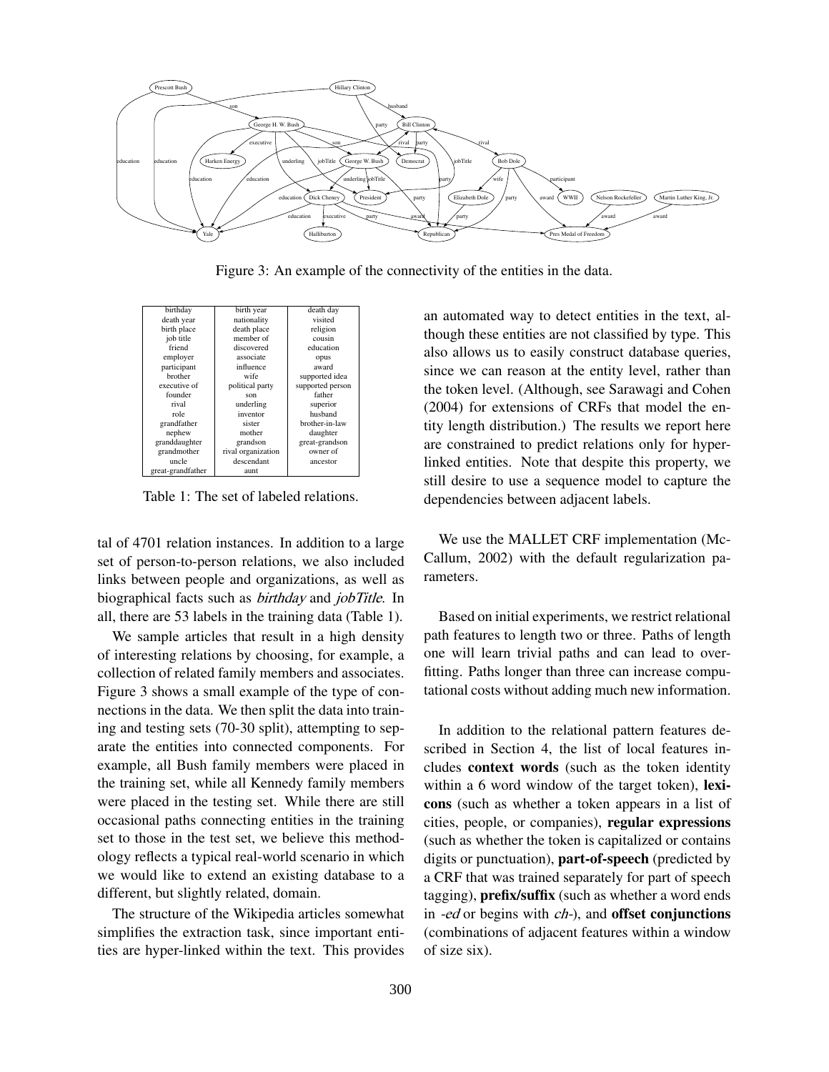Prescott Bush

Hillary Clinton

son

husband

George H. W. Bush

party

Bill Clinton

executive

son

rival

party

rival

education

education

Harken Energy

underling

jobTitle

George W. Bush

Democrat

jobTitle

Bob Dole

education

education

underling

jobTitle

party

wife

participant

education

Dick Cheney

President

party

Elizabeth Dole

party

award

WWII

Nelson Rockefeller

Martin Luther King, Jr.

education

executive

party

award

party

award

award

Yale

Halliburton

Republican

Pres Medal of Freedom

Figure 3: An example of the connectivity of the entities in the data.

| | | |
|---|---|---|
| birthday | birth year | death day |
| death year | nationality | visited |
| birth place | death place | religion |
| job title | member of | cousin |
| friend | discovered | education |
| employer | associate | opus |
| participant | influence | award |
| brother | wife | supported idea |
| executive of | political party | supported person |
| founder | son | father |
| rival | underling | superior |
| role | inventor | husband |
| grandfather | sister | brother-in-law |
| nephew | mother | daughter |
| granddaughter | grandson | great-grandson |
| grandmother | rival organization | owner of |
| uncle | descendant | ancestor |
| great-grandfather | aunt | |

Table 1: The set of labeled relations.

tal of 4701 relation instances. In addition to a large set of person-to-person relations, we also included links between people and organizations, as well as biographical facts such as *birthday* and *jobTitle*. In all, there are 53 labels in the training data (Table 1).

We sample articles that result in a high density of interesting relations by choosing, for example, a collection of related family members and associates. Figure 3 shows a small example of the type of connections in the data. We then split the data into training and testing sets (70-30 split), attempting to separate the entities into connected components. For example, all Bush family members were placed in the training set, while all Kennedy family members were placed in the testing set. While there are still occasional paths connecting entities in the training set to those in the test set, we believe this methodology reflects a typical real-world scenario in which we would like to extend an existing database to a different, but slightly related, domain.

The structure of the Wikipedia articles somewhat simplifies the extraction task, since important entities are hyper-linked within the text. This provides an automated way to detect entities in the text, although these entities are not classified by type. This also allows us to easily construct database queries, since we can reason at the entity level, rather than the token level. (Although, see Sarawagi and Cohen (2004) for extensions of CRFs that model the entity length distribution.) The results we report here are constrained to predict relations only for hyperlinked entities. Note that despite this property, we still desire to use a sequence model to capture the dependencies between adjacent labels.

We use the MALLET CRF implementation (McCallum, 2002) with the default regularization parameters.

Based on initial experiments, we restrict relational path features to length two or three. Paths of length one will learn trivial paths and can lead to overfitting. Paths longer than three can increase computational costs without adding much new information.

In addition to the relational pattern features described in Section 4, the list of local features includes **context words** (such as the token identity within a 6 word window of the target token), **lexicons** (such as whether a token appears in a list of cities, people, or companies), **regular expressions** (such as whether the token is capitalized or contains digits or punctuation), **part-of-speech** (predicted by a CRF that was trained separately for part of speech tagging), **prefix/suffix** (such as whether a word ends in *-ed* or begins with *ch-*), and **offset conjunctions** (combinations of adjacent features within a window of size six).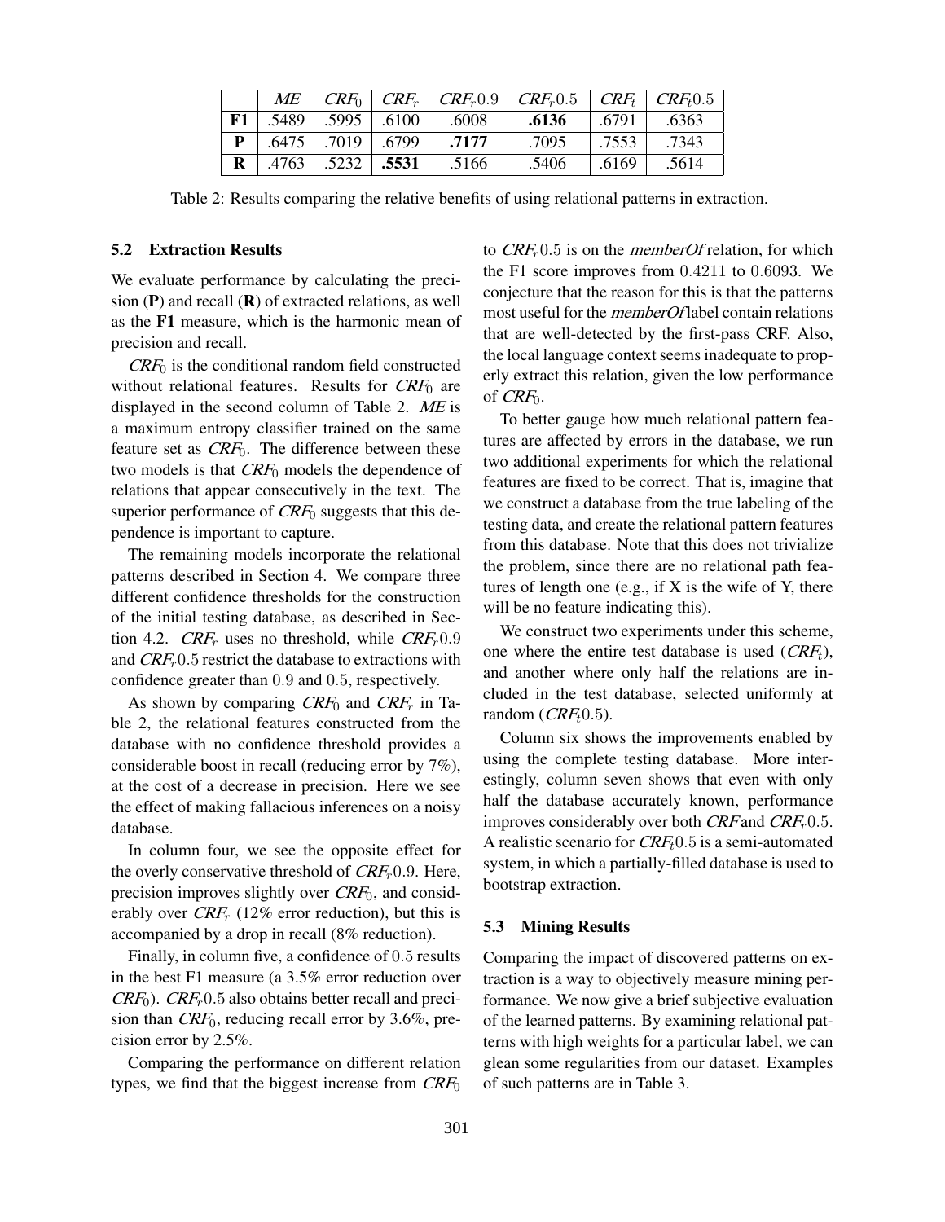| | *ME* | $CRF_0$ | $CRF_r$ | $CRF_r0.9$ | $CRF_r0.5$ | $CRF_t$ | $CRF_t0.5$ |
|---|---|---|---|---|---|---|---|
| **F1** | .5489 | .5995 | .6100 | .6008 | **.6136** | .6791 | .6363 |
| **P** | .6475 | .7019 | .6799 | **.7177** | .7095 | .7553 | .7343 |
| **R** | .4763 | .5232 | **.5531** | .5166 | .5406 | .6169 | .5614 |

Table 2: Results comparing the relative benefits of using relational patterns in extraction.

### 5.2 Extraction Results

We evaluate performance by calculating the precision (**P**) and recall (**R**) of extracted relations, as well as the **F1** measure, which is the harmonic mean of precision and recall.

$CRF_0$ is the conditional random field constructed without relational features. Results for $CRF_0$ are displayed in the second column of Table 2. *ME* is a maximum entropy classifier trained on the same feature set as $CRF_0$. The difference between these two models is that $CRF_0$ models the dependence of relations that appear consecutively in the text. The superior performance of $CRF_0$ suggests that this dependence is important to capture.

The remaining models incorporate the relational patterns described in Section 4. We compare three different confidence thresholds for the construction of the initial testing database, as described in Section 4.2. $CRF_r$ uses no threshold, while $CRF_r0.9$ and $CRF_r0.5$ restrict the database to extractions with confidence greater than $0.9$ and $0.5$, respectively.

As shown by comparing $CRF_0$ and $CRF_r$ in Table 2, the relational features constructed from the database with no confidence threshold provides a considerable boost in recall (reducing error by 7%), at the cost of a decrease in precision. Here we see the effect of making fallacious inferences on a noisy database.

In column four, we see the opposite effect for the overly conservative threshold of $CRF_r0.9$. Here, precision improves slightly over $CRF_0$, and considerably over $CRF_r$ (12% error reduction), but this is accompanied by a drop in recall (8% reduction).

Finally, in column five, a confidence of $0.5$ results in the best F1 measure (a 3.5% error reduction over $CRF_0$). $CRF_r0.5$ also obtains better recall and precision than $CRF_0$, reducing recall error by 3.6%, precision error by 2.5%.

Comparing the performance on different relation types, we find that the biggest increase from $CRF_0$ to $CRF_r0.5$ is on the *memberOf* relation, for which the F1 score improves from $0.4211$ to $0.6093$. We conjecture that the reason for this is that the patterns most useful for the *memberOf* label contain relations that are well-detected by the first-pass CRF. Also, the local language context seems inadequate to properly extract this relation, given the low performance of $CRF_0$.

To better gauge how much relational pattern features are affected by errors in the database, we run two additional experiments for which the relational features are fixed to be correct. That is, imagine that we construct a database from the true labeling of the testing data, and create the relational pattern features from this database. Note that this does not trivialize the problem, since there are no relational path features of length one (e.g., if X is the wife of Y, there will be no feature indicating this).

We construct two experiments under this scheme, one where the entire test database is used ($CRF_t$), and another where only half the relations are included in the test database, selected uniformly at random ($CRF_t0.5$).

Column six shows the improvements enabled by using the complete testing database. More interestingly, column seven shows that even with only half the database accurately known, performance improves considerably over both *CRF* and $CRF_r0.5$. A realistic scenario for $CRF_t0.5$ is a semi-automated system, in which a partially-filled database is used to bootstrap extraction.

### 5.3 Mining Results

Comparing the impact of discovered patterns on extraction is a way to objectively measure mining performance. We now give a brief subjective evaluation of the learned patterns. By examining relational patterns with high weights for a particular label, we can glean some regularities from our dataset. Examples of such patterns are in Table 3.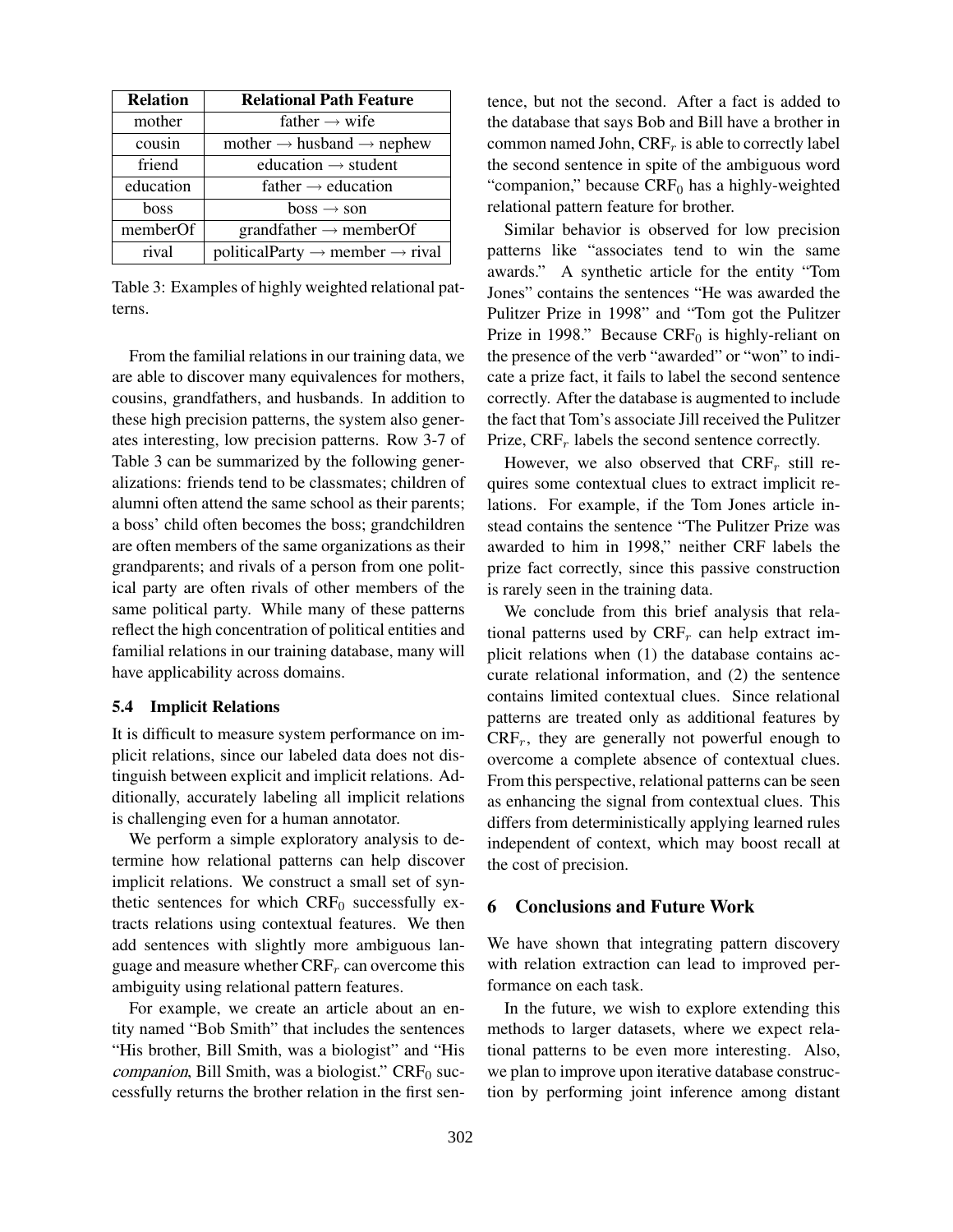| Relation | Relational Path Feature |
|---|---|
| mother | father → wife |
| cousin | mother → husband → nephew |
| friend | education → student |
| education | father → education |
| boss | boss → son |
| memberOf | grandfather → memberOf |
| rival | politicalParty → member → rival |

Table 3: Examples of highly weighted relational patterns.

From the familial relations in our training data, we are able to discover many equivalences for mothers, cousins, grandfathers, and husbands. In addition to these high precision patterns, the system also generates interesting, low precision patterns. Row 3-7 of Table 3 can be summarized by the following generalizations: friends tend to be classmates; children of alumni often attend the same school as their parents; a boss' child often becomes the boss; grandchildren are often members of the same organizations as their grandparents; and rivals of a person from one political party are often rivals of other members of the same political party. While many of these patterns reflect the high concentration of political entities and familial relations in our training database, many will have applicability across domains.

### 5.4 Implicit Relations

It is difficult to measure system performance on implicit relations, since our labeled data does not distinguish between explicit and implicit relations. Additionally, accurately labeling all implicit relations is challenging even for a human annotator.

We perform a simple exploratory analysis to determine how relational patterns can help discover implicit relations. We construct a small set of synthetic sentences for which $\text{CRF}_0$ successfully extracts relations using contextual features. We then add sentences with slightly more ambiguous language and measure whether $\text{CRF}_r$ can overcome this ambiguity using relational pattern features.

For example, we create an article about an entity named "Bob Smith" that includes the sentences "His brother, Bill Smith, was a biologist" and "His *companion*, Bill Smith, was a biologist." $\text{CRF}_0$ successfully returns the brother relation in the first sentence, but not the second. After a fact is added to the database that says Bob and Bill have a brother in common named John, $\text{CRF}_r$ is able to correctly label the second sentence in spite of the ambiguous word "companion," because $\text{CRF}_0$ has a highly-weighted relational pattern feature for brother.

Similar behavior is observed for low precision patterns like "associates tend to win the same awards." A synthetic article for the entity "Tom Jones" contains the sentences "He was awarded the Pulitzer Prize in 1998" and "Tom got the Pulitzer Prize in 1998." Because $\text{CRF}_0$ is highly-reliant on the presence of the verb "awarded" or "won" to indicate a prize fact, it fails to label the second sentence correctly. After the database is augmented to include the fact that Tom's associate Jill received the Pulitzer Prize, $\text{CRF}_r$ labels the second sentence correctly.

However, we also observed that $\text{CRF}_r$ still requires some contextual clues to extract implicit relations. For example, if the Tom Jones article instead contains the sentence "The Pulitzer Prize was awarded to him in 1998," neither CRF labels the prize fact correctly, since this passive construction is rarely seen in the training data.

We conclude from this brief analysis that relational patterns used by $\text{CRF}_r$ can help extract implicit relations when (1) the database contains accurate relational information, and (2) the sentence contains limited contextual clues. Since relational patterns are treated only as additional features by $\text{CRF}_r$, they are generally not powerful enough to overcome a complete absence of contextual clues. From this perspective, relational patterns can be seen as enhancing the signal from contextual clues. This differs from deterministically applying learned rules independent of context, which may boost recall at the cost of precision.

## 6 Conclusions and Future Work

We have shown that integrating pattern discovery with relation extraction can lead to improved performance on each task.

In the future, we wish to explore extending this methods to larger datasets, where we expect relational patterns to be even more interesting. Also, we plan to improve upon iterative database construction by performing joint inference among distant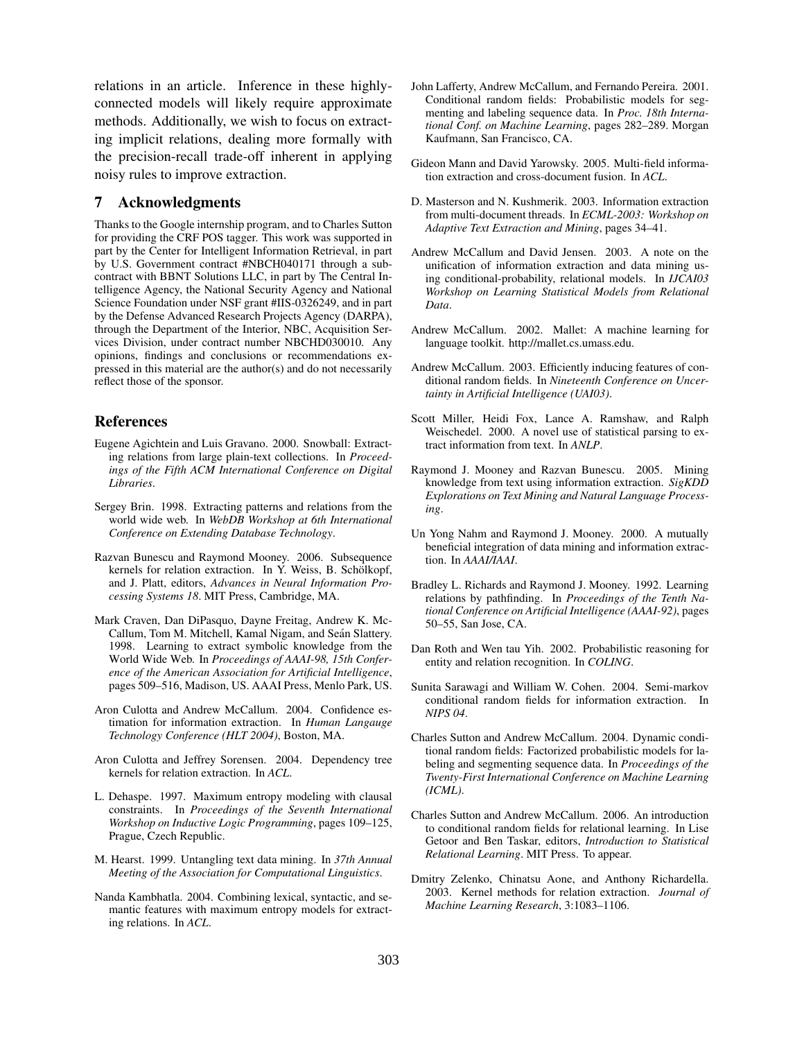relations in an article. Inference in these highly-connected models will likely require approximate methods. Additionally, we wish to focus on extracting implicit relations, dealing more formally with the precision-recall trade-off inherent in applying noisy rules to improve extraction.

## 7 Acknowledgments

Thanks to the Google internship program, and to Charles Sutton for providing the CRF POS tagger. This work was supported in part by the Center for Intelligent Information Retrieval, in part by U.S. Government contract #NBCH040171 through a subcontract with BBNT Solutions LLC, in part by The Central Intelligence Agency, the National Security Agency and National Science Foundation under NSF grant #IIS-0326249, and in part by the Defense Advanced Research Projects Agency (DARPA), through the Department of the Interior, NBC, Acquisition Services Division, under contract number NBCHD030010. Any opinions, findings and conclusions or recommendations expressed in this material are the author(s) and do not necessarily reflect those of the sponsor.

## References

Eugene Agichtein and Luis Gravano. 2000. Snowball: Extracting relations from large plain-text collections. In *Proceedings of the Fifth ACM International Conference on Digital Libraries*.

Sergey Brin. 1998. Extracting patterns and relations from the world wide web. In *WebDB Workshop at 6th International Conference on Extending Database Technology*.

Razvan Bunescu and Raymond Mooney. 2006. Subsequence kernels for relation extraction. In Y. Weiss, B. Schölkopf, and J. Platt, editors, *Advances in Neural Information Processing Systems 18*. MIT Press, Cambridge, MA.

Mark Craven, Dan DiPasquo, Dayne Freitag, Andrew K. McCallum, Tom M. Mitchell, Kamal Nigam, and Seán Slattery. 1998. Learning to extract symbolic knowledge from the World Wide Web. In *Proceedings of AAAI-98, 15th Conference of the American Association for Artificial Intelligence*, pages 509–516, Madison, US. AAAI Press, Menlo Park, US.

Aron Culotta and Andrew McCallum. 2004. Confidence estimation for information extraction. In *Human Langauge Technology Conference (HLT 2004)*, Boston, MA.

Aron Culotta and Jeffrey Sorensen. 2004. Dependency tree kernels for relation extraction. In *ACL*.

L. Dehaspe. 1997. Maximum entropy modeling with clausal constraints. In *Proceedings of the Seventh International Workshop on Inductive Logic Programming*, pages 109–125, Prague, Czech Republic.

M. Hearst. 1999. Untangling text data mining. In *37th Annual Meeting of the Association for Computational Linguistics*.

Nanda Kambhatla. 2004. Combining lexical, syntactic, and semantic features with maximum entropy models for extracting relations. In *ACL*.

John Lafferty, Andrew McCallum, and Fernando Pereira. 2001. Conditional random fields: Probabilistic models for segmenting and labeling sequence data. In *Proc. 18th International Conf. on Machine Learning*, pages 282–289. Morgan Kaufmann, San Francisco, CA.

Gideon Mann and David Yarowsky. 2005. Multi-field information extraction and cross-document fusion. In *ACL*.

D. Masterson and N. Kushmerik. 2003. Information extraction from multi-document threads. In *ECML-2003: Workshop on Adaptive Text Extraction and Mining*, pages 34–41.

Andrew McCallum and David Jensen. 2003. A note on the unification of information extraction and data mining using conditional-probability, relational models. In *IJCAI03 Workshop on Learning Statistical Models from Relational Data*.

Andrew McCallum. 2002. Mallet: A machine learning for language toolkit. http://mallet.cs.umass.edu.

Andrew McCallum. 2003. Efficiently inducing features of conditional random fields. In *Nineteenth Conference on Uncertainty in Artificial Intelligence (UAI03)*.

Scott Miller, Heidi Fox, Lance A. Ramshaw, and Ralph Weischedel. 2000. A novel use of statistical parsing to extract information from text. In *ANLP*.

Raymond J. Mooney and Razvan Bunescu. 2005. Mining knowledge from text using information extraction. *SigKDD Explorations on Text Mining and Natural Language Processing*.

Un Yong Nahm and Raymond J. Mooney. 2000. A mutually beneficial integration of data mining and information extraction. In *AAAI/IAAI*.

Bradley L. Richards and Raymond J. Mooney. 1992. Learning relations by pathfinding. In *Proceedings of the Tenth National Conference on Artificial Intelligence (AAAI-92)*, pages 50–55, San Jose, CA.

Dan Roth and Wen tau Yih. 2002. Probabilistic reasoning for entity and relation recognition. In *COLING*.

Sunita Sarawagi and William W. Cohen. 2004. Semi-markov conditional random fields for information extraction. In *NIPS 04*.

Charles Sutton and Andrew McCallum. 2004. Dynamic conditional random fields: Factorized probabilistic models for labeling and segmenting sequence data. In *Proceedings of the Twenty-First International Conference on Machine Learning (ICML)*.

Charles Sutton and Andrew McCallum. 2006. An introduction to conditional random fields for relational learning. In Lise Getoor and Ben Taskar, editors, *Introduction to Statistical Relational Learning*. MIT Press. To appear.

Dmitry Zelenko, Chinatsu Aone, and Anthony Richardella. 2003. Kernel methods for relation extraction. *Journal of Machine Learning Research*, 3:1083–1106.